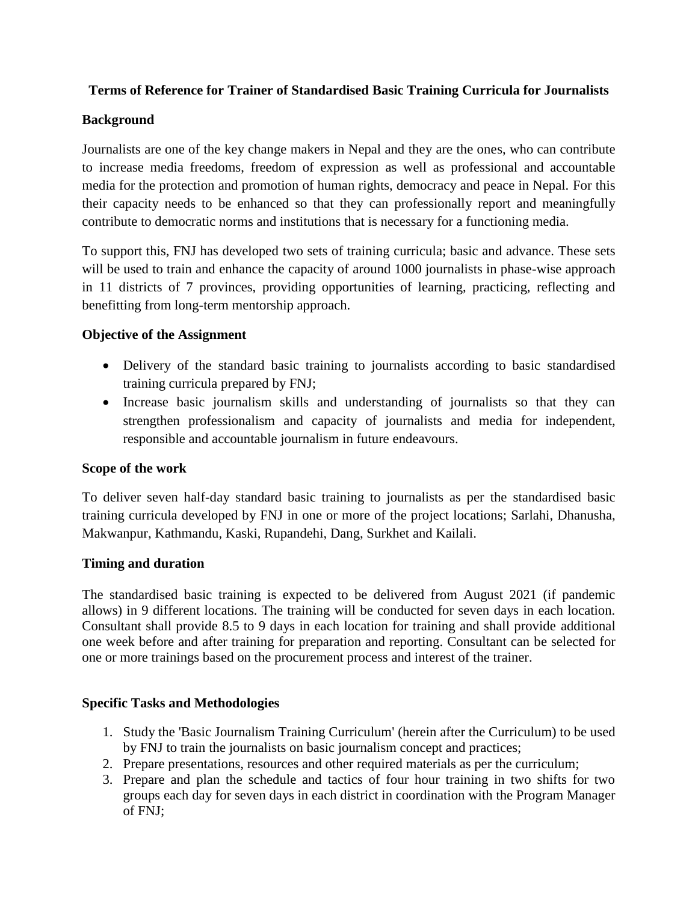# Terms of Reference for Trainer of Standardised Basic Training Curricula for Journalists

## Background

Journalists are one of the key change makers in Nepal and they are the ones, who can contribute to increase media freedoms, freedom of expression as well as professional and accountable media for the protection and promotion of human rights, democracy and peace in Nepal. For this their capacity needs to be enhanced so that they can professionally report and meaningfully contribute to democratic norms and institutions that is necessary for a functioning media.

To support this, FNJ has developed two sets of training curricula; basic and advance. These sets will be used to train and enhance the capacity of around 1000 journalists in phase-wise approach in 11 districts of 7 provinces, providing opportunities of learning, practicing, reflecting and benefitting from long-term mentorship approach.

## Objective of the Assignment

- Delivery of the standard basic training to journalists according to basic standardised training curricula prepared by FNJ;
- Increase basic journalism skills and understanding of journalists so that they can strengthen professionalism and capacity of journalists and media for independent, responsible and accountable journalism in future endeavours.

## Scope of the work

To deliver seven half-day standard basic training to journalists as per the standardised basic training curricula developed by FNJ in one or more of the project locations; Sarlahi, Dhanusha, Makwanpur, Kathmandu, Kaski, Rupandehi, Dang, Surkhet and Kailali.

## Timing and duration

The standardised basic training is expected to be delivered from August 2021 (if pandemic allows) in 9 different locations. The training will be conducted for seven days in each location. Consultant shall provide 8.5 to 9 days in each location for training and shall provide additional one week before and after training for preparation and reporting. Consultant can be selected for one or more trainings based on the procurement process and interest of the trainer.

## Specific Tasks and Methodologies

1. Study the 'Basic Journalism Training Curriculum' (herein after the Curriculum) to be used by FNJ to train the journalists on basic journalism concept and practices;
2. Prepare presentations, resources and other required materials as per the curriculum;
3. Prepare and plan the schedule and tactics of four hour training in two shifts for two groups each day for seven days in each district in coordination with the Program Manager of FNJ;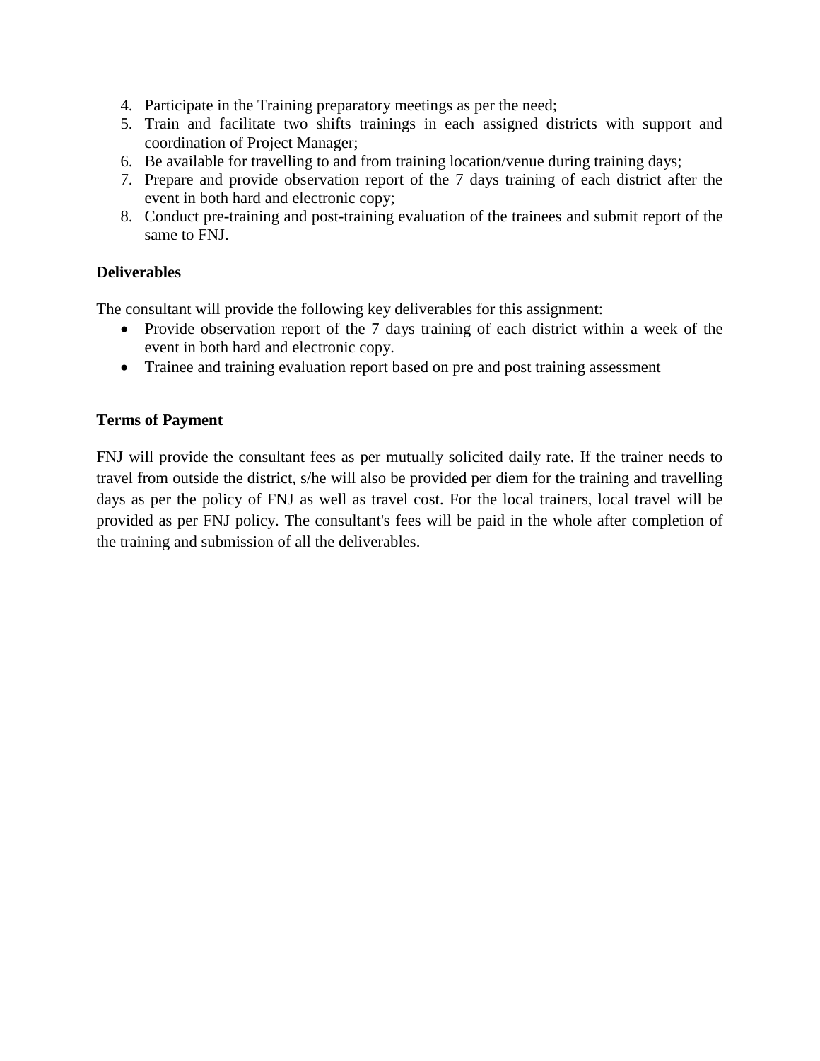4. Participate in the Training preparatory meetings as per the need;
5. Train and facilitate two shifts trainings in each assigned districts with support and coordination of Project Manager;
6. Be available for travelling to and from training location/venue during training days;
7. Prepare and provide observation report of the 7 days training of each district after the event in both hard and electronic copy;
8. Conduct pre-training and post-training evaluation of the trainees and submit report of the same to FNJ.

**Deliverables**

The consultant will provide the following key deliverables for this assignment:

- Provide observation report of the 7 days training of each district within a week of the event in both hard and electronic copy.
- Trainee and training evaluation report based on pre and post training assessment

**Terms of Payment**

FNJ will provide the consultant fees as per mutually solicited daily rate. If the trainer needs to travel from outside the district, s/he will also be provided per diem for the training and travelling days as per the policy of FNJ as well as travel cost. For the local trainers, local travel will be provided as per FNJ policy. The consultant's fees will be paid in the whole after completion of the training and submission of all the deliverables.